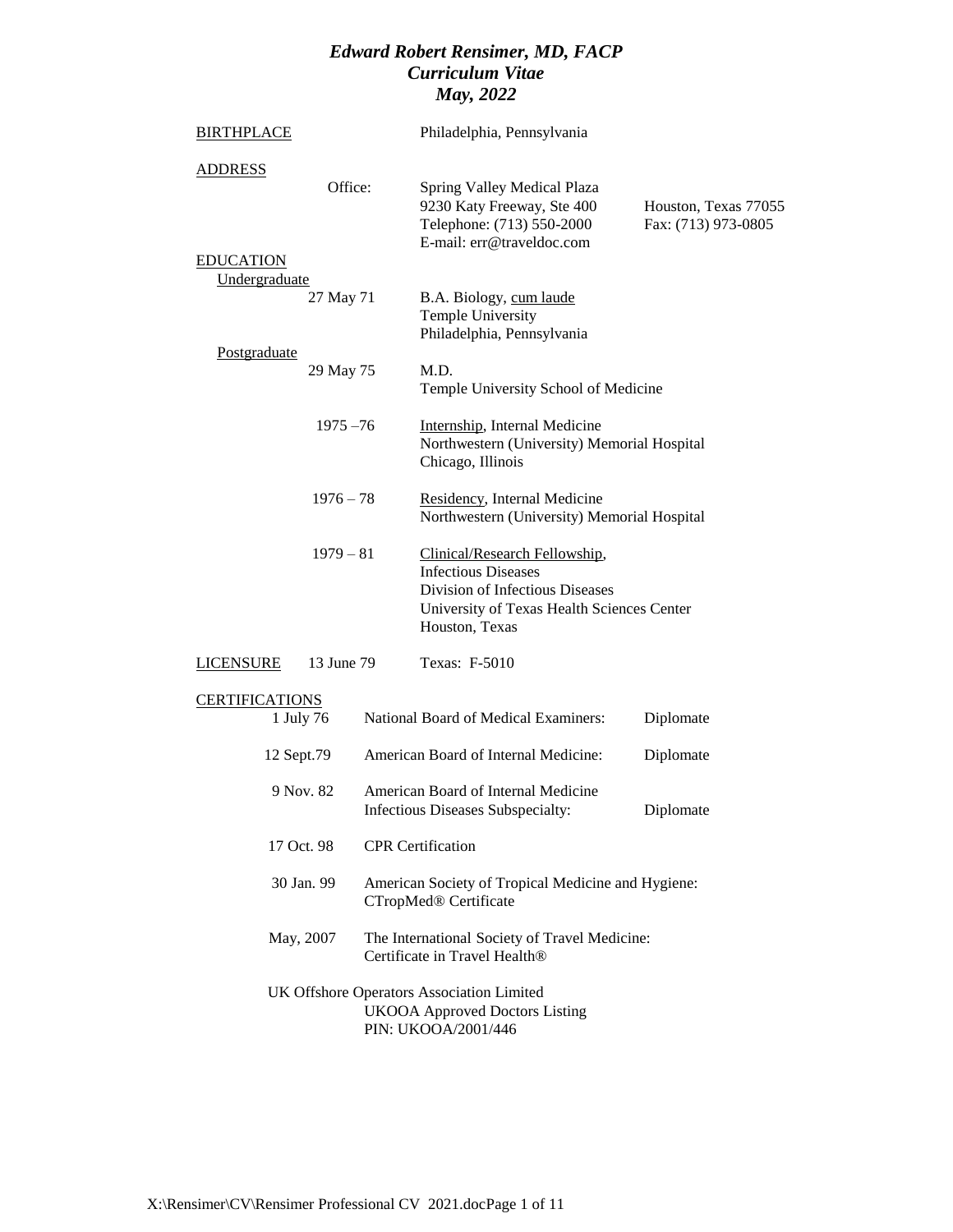# *Edward Robert Rensimer, MD, FACP*
## *Curriculum Vitae*
### *May, 2022*

BIRTHPLACE — Philadelphia, Pennsylvania

ADDRESS

Office:
Spring Valley Medical Plaza
9230 Katy Freeway, Ste 400 — Houston, Texas 77055
Telephone: (713) 550-2000 — Fax: (713) 973-0805
E-mail: err@traveldoc.com

EDUCATION

Undergraduate

27 May 71 — B.A. Biology, cum laude
Temple University
Philadelphia, Pennsylvania

Postgraduate

29 May 75 — M.D.
Temple University School of Medicine

1975 –76 — Internship, Internal Medicine
Northwestern (University) Memorial Hospital
Chicago, Illinois

1976 – 78 — Residency, Internal Medicine
Northwestern (University) Memorial Hospital

1979 – 81 — Clinical/Research Fellowship,
Infectious Diseases
Division of Infectious Diseases
University of Texas Health Sciences Center
Houston, Texas

LICENSURE — 13 June 79 — Texas: F-5010

CERTIFICATIONS

| Date | Certification | Status |
|---|---|---|
| 1 July 76 | National Board of Medical Examiners: | Diplomate |
| 12 Sept.79 | American Board of Internal Medicine: | Diplomate |
| 9 Nov. 82 | American Board of Internal Medicine Infectious Diseases Subspecialty: | Diplomate |
| 17 Oct. 98 | CPR Certification | |
| 30 Jan. 99 | American Society of Tropical Medicine and Hygiene: CTropMed® Certificate | |
| May, 2007 | The International Society of Travel Medicine: Certificate in Travel Health® | |

UK Offshore Operators Association Limited
UKOOA Approved Doctors Listing
PIN: UKOOA/2001/446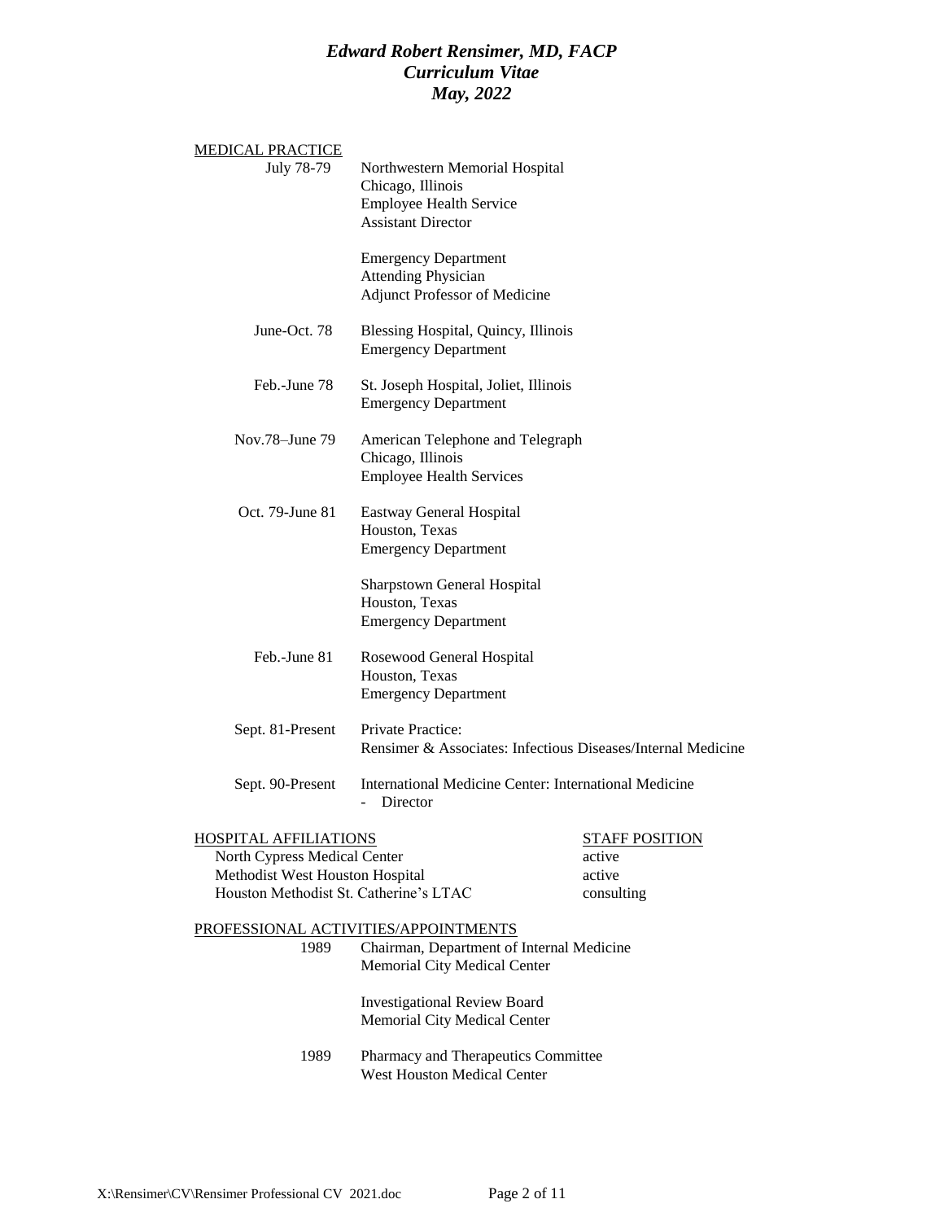*Edward Robert Rensimer, MD, FACP*
*Curriculum Vitae*
*May, 2022*

MEDICAL PRACTICE

| | |
|---|---|
| July 78-79 | Northwestern Memorial Hospital<br>Chicago, Illinois<br>Employee Health Service<br>Assistant Director<br><br>Emergency Department<br>Attending Physician<br>Adjunct Professor of Medicine |
| June-Oct. 78 | Blessing Hospital, Quincy, Illinois<br>Emergency Department |
| Feb.-June 78 | St. Joseph Hospital, Joliet, Illinois<br>Emergency Department |
| Nov.78–June 79 | American Telephone and Telegraph<br>Chicago, Illinois<br>Employee Health Services |
| Oct. 79-June 81 | Eastway General Hospital<br>Houston, Texas<br>Emergency Department<br><br>Sharpstown General Hospital<br>Houston, Texas<br>Emergency Department |
| Feb.-June 81 | Rosewood General Hospital<br>Houston, Texas<br>Emergency Department |
| Sept. 81-Present | Private Practice:<br>Rensimer & Associates: Infectious Diseases/Internal Medicine |
| Sept. 90-Present | International Medicine Center: International Medicine<br>- Director |

| HOSPITAL AFFILIATIONS | STAFF POSITION |
|---|---|
| North Cypress Medical Center | active |
| Methodist West Houston Hospital | active |
| Houston Methodist St. Catherine's LTAC | consulting |

PROFESSIONAL ACTIVITIES/APPOINTMENTS

| | |
|---|---|
| 1989 | Chairman, Department of Internal Medicine<br>Memorial City Medical Center<br><br>Investigational Review Board<br>Memorial City Medical Center |
| 1989 | Pharmacy and Therapeutics Committee<br>West Houston Medical Center |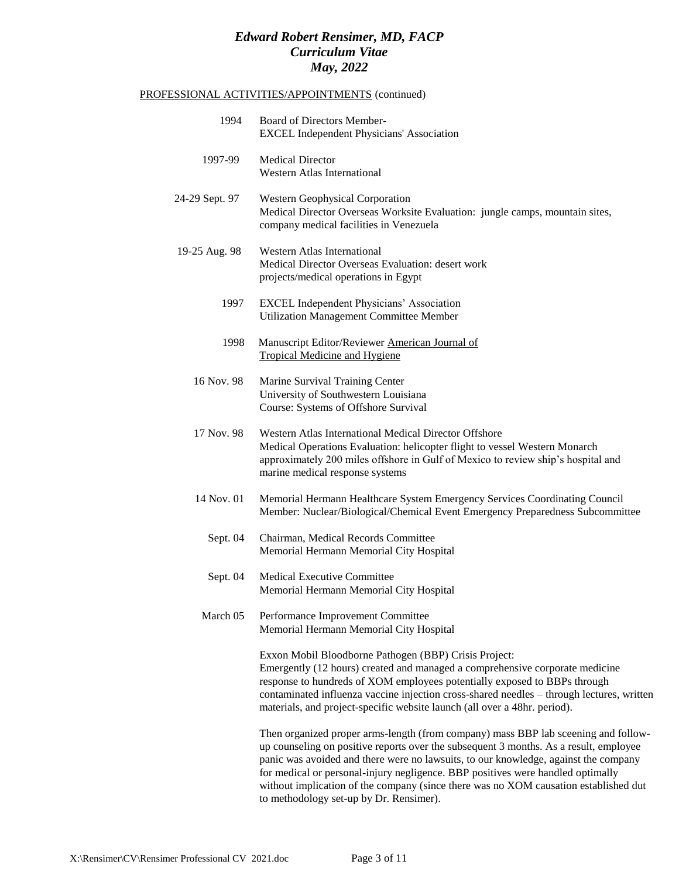PROFESSIONAL ACTIVITIES/APPOINTMENTS (continued)

| | |
|---|---|
| 1994 | Board of Directors Member- EXCEL Independent Physicians' Association |
| 1997-99 | Medical Director Western Atlas International |
| 24-29 Sept. 97 | Western Geophysical Corporation Medical Director Overseas Worksite Evaluation: jungle camps, mountain sites, company medical facilities in Venezuela |
| 19-25 Aug. 98 | Western Atlas International Medical Director Overseas Evaluation: desert work projects/medical operations in Egypt |
| 1997 | EXCEL Independent Physicians' Association Utilization Management Committee Member |
| 1998 | Manuscript Editor/Reviewer American Journal of Tropical Medicine and Hygiene |
| 16 Nov. 98 | Marine Survival Training Center University of Southwestern Louisiana Course: Systems of Offshore Survival |
| 17 Nov. 98 | Western Atlas International Medical Director Offshore Medical Operations Evaluation: helicopter flight to vessel Western Monarch approximately 200 miles offshore in Gulf of Mexico to review ship's hospital and marine medical response systems |
| 14 Nov. 01 | Memorial Hermann Healthcare System Emergency Services Coordinating Council Member: Nuclear/Biological/Chemical Event Emergency Preparedness Subcommittee |
| Sept. 04 | Chairman, Medical Records Committee Memorial Hermann Memorial City Hospital |
| Sept. 04 | Medical Executive Committee Memorial Hermann Memorial City Hospital |
| March 05 | Performance Improvement Committee Memorial Hermann Memorial City Hospital |

Exxon Mobil Bloodborne Pathogen (BBP) Crisis Project:
Emergently (12 hours) created and managed a comprehensive corporate medicine response to hundreds of XOM employees potentially exposed to BBPs through contaminated influenza vaccine injection cross-shared needles – through lectures, written materials, and project-specific website launch (all over a 48hr. period).

Then organized proper arms-length (from company) mass BBP lab sceening and follow-up counseling on positive reports over the subsequent 3 months. As a result, employee panic was avoided and there were no lawsuits, to our knowledge, against the company for medical or personal-injury negligence. BBP positives were handled optimally without implication of the company (since there was no XOM causation established dut to methodology set-up by Dr. Rensimer).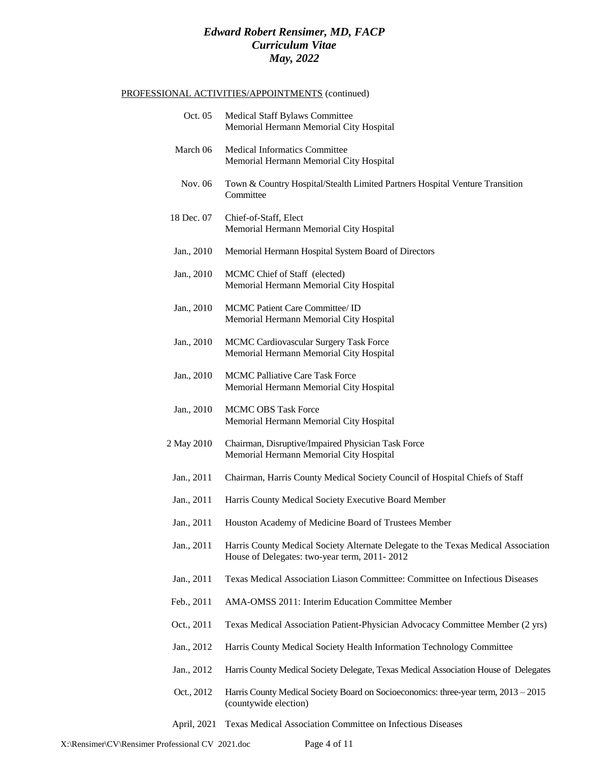PROFESSIONAL ACTIVITIES/APPOINTMENTS (continued)

| | |
|---|---|
| Oct. 05 | Medical Staff Bylaws Committee<br>Memorial Hermann Memorial City Hospital |
| March 06 | Medical Informatics Committee<br>Memorial Hermann Memorial City Hospital |
| Nov. 06 | Town & Country Hospital/Stealth Limited Partners Hospital Venture Transition Committee |
| 18 Dec. 07 | Chief-of-Staff, Elect<br>Memorial Hermann Memorial City Hospital |
| Jan., 2010 | Memorial Hermann Hospital System Board of Directors |
| Jan., 2010 | MCMC Chief of Staff (elected)<br>Memorial Hermann Memorial City Hospital |
| Jan., 2010 | MCMC Patient Care Committee/ ID<br>Memorial Hermann Memorial City Hospital |
| Jan., 2010 | MCMC Cardiovascular Surgery Task Force<br>Memorial Hermann Memorial City Hospital |
| Jan., 2010 | MCMC Palliative Care Task Force<br>Memorial Hermann Memorial City Hospital |
| Jan., 2010 | MCMC OBS Task Force<br>Memorial Hermann Memorial City Hospital |
| 2 May 2010 | Chairman, Disruptive/Impaired Physician Task Force<br>Memorial Hermann Memorial City Hospital |
| Jan., 2011 | Chairman, Harris County Medical Society Council of Hospital Chiefs of Staff |
| Jan., 2011 | Harris County Medical Society Executive Board Member |
| Jan., 2011 | Houston Academy of Medicine Board of Trustees Member |
| Jan., 2011 | Harris County Medical Society Alternate Delegate to the Texas Medical Association House of Delegates: two-year term, 2011- 2012 |
| Jan., 2011 | Texas Medical Association Liason Committee: Committee on Infectious Diseases |
| Feb., 2011 | AMA-OMSS 2011: Interim Education Committee Member |
| Oct., 2011 | Texas Medical Association Patient-Physician Advocacy Committee Member (2 yrs) |
| Jan., 2012 | Harris County Medical Society Health Information Technology Committee |
| Jan., 2012 | Harris County Medical Society Delegate, Texas Medical Association House of Delegates |
| Oct., 2012 | Harris County Medical Society Board on Socioeconomics: three-year term, 2013 – 2015 (countywide election) |
| April, 2021 | Texas Medical Association Committee on Infectious Diseases |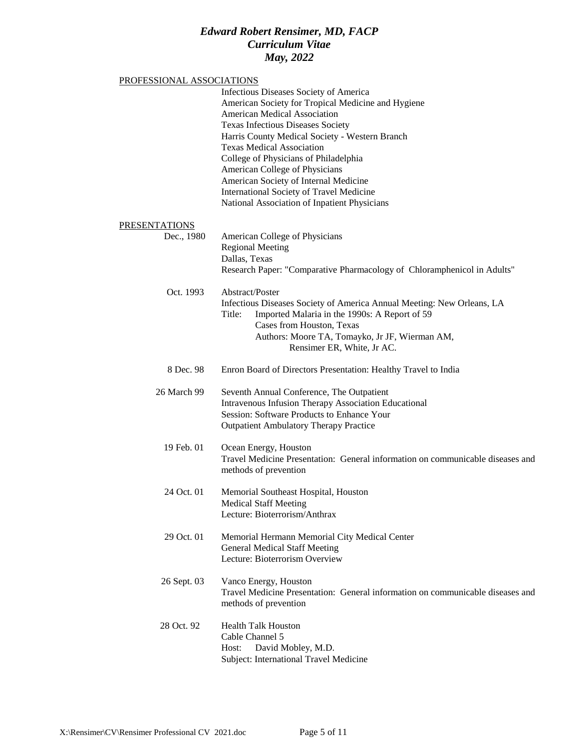## PROFESSIONAL ASSOCIATIONS

Infectious Diseases Society of America
American Society for Tropical Medicine and Hygiene
American Medical Association
Texas Infectious Diseases Society
Harris County Medical Society - Western Branch
Texas Medical Association
College of Physicians of Philadelphia
American College of Physicians
American Society of Internal Medicine
International Society of Travel Medicine
National Association of Inpatient Physicians

## PRESENTATIONS

**Dec., 1980**
American College of Physicians
Regional Meeting
Dallas, Texas
Research Paper: "Comparative Pharmacology of Chloramphenicol in Adults"

**Oct. 1993**
Abstract/Poster
Infectious Diseases Society of America Annual Meeting: New Orleans, LA
Title: Imported Malaria in the 1990s: A Report of 59 Cases from Houston, Texas
Authors: Moore TA, Tomayko, Jr JF, Wierman AM, Rensimer ER, White, Jr AC.

**8 Dec. 98**
Enron Board of Directors Presentation: Healthy Travel to India

**26 March 99**
Seventh Annual Conference, The Outpatient Intravenous Infusion Therapy Association Educational Session: Software Products to Enhance Your Outpatient Ambulatory Therapy Practice

**19 Feb. 01**
Ocean Energy, Houston
Travel Medicine Presentation: General information on communicable diseases and methods of prevention

**24 Oct. 01**
Memorial Southeast Hospital, Houston
Medical Staff Meeting
Lecture: Bioterrorism/Anthrax

**29 Oct. 01**
Memorial Hermann Memorial City Medical Center
General Medical Staff Meeting
Lecture: Bioterrorism Overview

**26 Sept. 03**
Vanco Energy, Houston
Travel Medicine Presentation: General information on communicable diseases and methods of prevention

**28 Oct. 92**
Health Talk Houston
Cable Channel 5
Host: David Mobley, M.D.
Subject: International Travel Medicine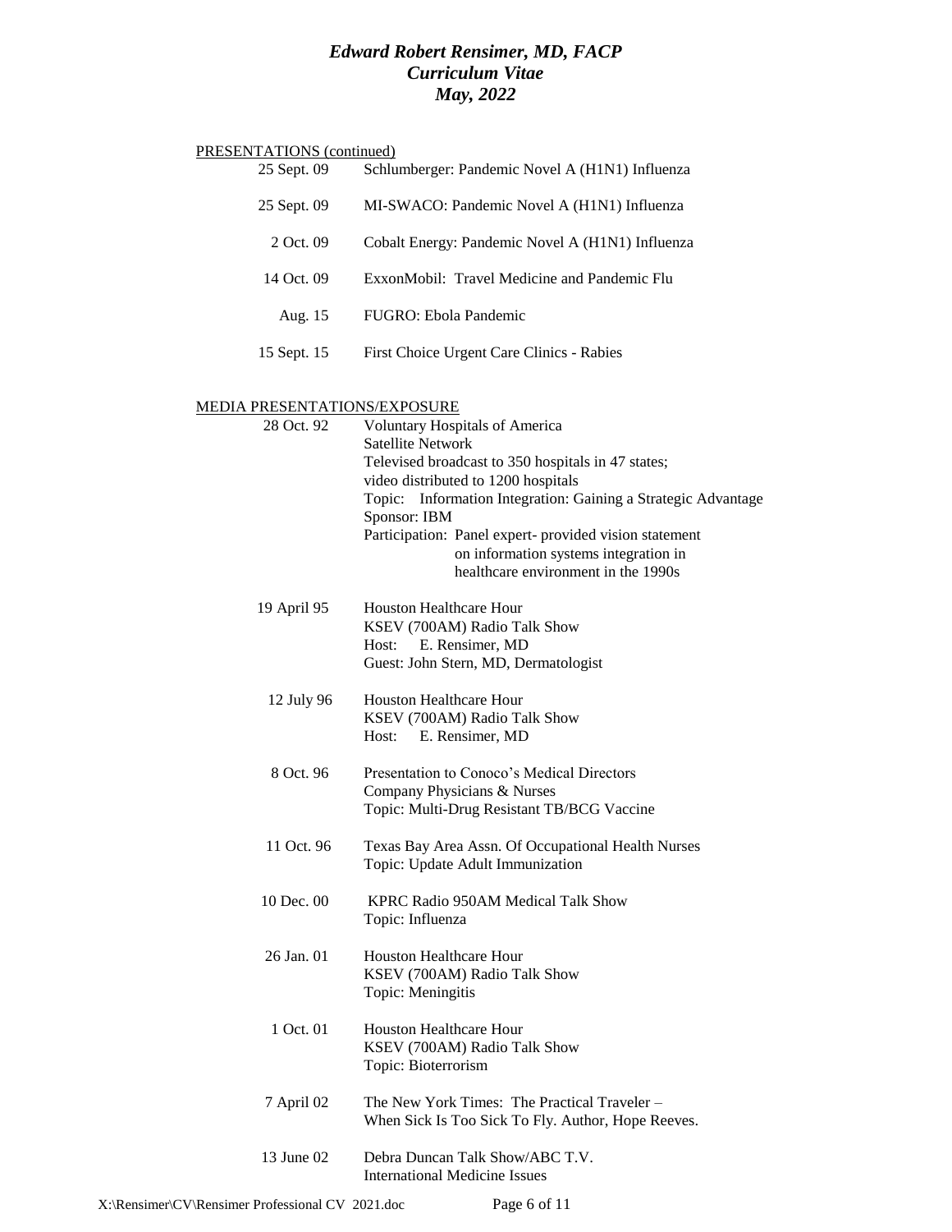PRESENTATIONS (continued)

| | |
|---|---|
| 25 Sept. 09 | Schlumberger: Pandemic Novel A (H1N1) Influenza |
| 25 Sept. 09 | MI-SWACO: Pandemic Novel A (H1N1) Influenza |
| 2 Oct. 09 | Cobalt Energy: Pandemic Novel A (H1N1) Influenza |
| 14 Oct. 09 | ExxonMobil: Travel Medicine and Pandemic Flu |
| Aug. 15 | FUGRO: Ebola Pandemic |
| 15 Sept. 15 | First Choice Urgent Care Clinics - Rabies |

MEDIA PRESENTATIONS/EXPOSURE

28 Oct. 92 — Voluntary Hospitals of America
Satellite Network
Televised broadcast to 350 hospitals in 47 states;
video distributed to 1200 hospitals
Topic: Information Integration: Gaining a Strategic Advantage
Sponsor: IBM
Participation: Panel expert- provided vision statement on information systems integration in healthcare environment in the 1990s

19 April 95 — Houston Healthcare Hour
KSEV (700AM) Radio Talk Show
Host: E. Rensimer, MD
Guest: John Stern, MD, Dermatologist

12 July 96 — Houston Healthcare Hour
KSEV (700AM) Radio Talk Show
Host: E. Rensimer, MD

8 Oct. 96 — Presentation to Conoco's Medical Directors
Company Physicians & Nurses
Topic: Multi-Drug Resistant TB/BCG Vaccine

11 Oct. 96 — Texas Bay Area Assn. Of Occupational Health Nurses
Topic: Update Adult Immunization

10 Dec. 00 — KPRC Radio 950AM Medical Talk Show
Topic: Influenza

26 Jan. 01 — Houston Healthcare Hour
KSEV (700AM) Radio Talk Show
Topic: Meningitis

1 Oct. 01 — Houston Healthcare Hour
KSEV (700AM) Radio Talk Show
Topic: Bioterrorism

7 April 02 — The New York Times: The Practical Traveler – When Sick Is Too Sick To Fly. Author, Hope Reeves.

13 June 02 — Debra Duncan Talk Show/ABC T.V.
International Medicine Issues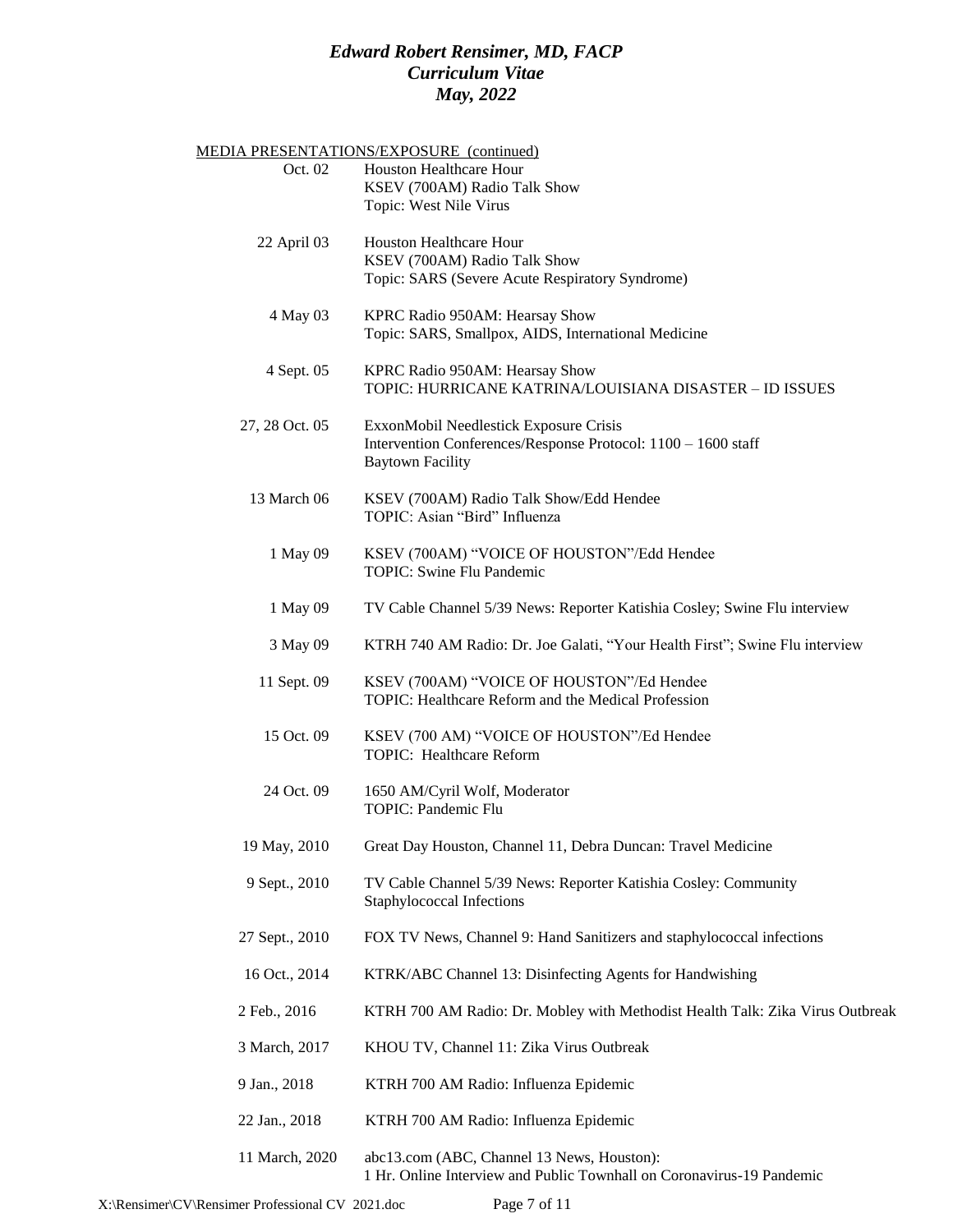MEDIA PRESENTATIONS/EXPOSURE (continued)

| | |
|---|---|
| Oct. 02 | Houston Healthcare Hour<br>KSEV (700AM) Radio Talk Show<br>Topic: West Nile Virus |
| 22 April 03 | Houston Healthcare Hour<br>KSEV (700AM) Radio Talk Show<br>Topic: SARS (Severe Acute Respiratory Syndrome) |
| 4 May 03 | KPRC Radio 950AM: Hearsay Show<br>Topic: SARS, Smallpox, AIDS, International Medicine |
| 4 Sept. 05 | KPRC Radio 950AM: Hearsay Show<br>TOPIC: HURRICANE KATRINA/LOUISIANA DISASTER – ID ISSUES |
| 27, 28 Oct. 05 | ExxonMobil Needlestick Exposure Crisis<br>Intervention Conferences/Response Protocol: 1100 – 1600 staff<br>Baytown Facility |
| 13 March 06 | KSEV (700AM) Radio Talk Show/Edd Hendee<br>TOPIC: Asian "Bird" Influenza |
| 1 May 09 | KSEV (700AM) "VOICE OF HOUSTON"/Edd Hendee<br>TOPIC: Swine Flu Pandemic |
| 1 May 09 | TV Cable Channel 5/39 News: Reporter Katishia Cosley; Swine Flu interview |
| 3 May 09 | KTRH 740 AM Radio: Dr. Joe Galati, "Your Health First"; Swine Flu interview |
| 11 Sept. 09 | KSEV (700AM) "VOICE OF HOUSTON"/Ed Hendee<br>TOPIC: Healthcare Reform and the Medical Profession |
| 15 Oct. 09 | KSEV (700 AM) "VOICE OF HOUSTON"/Ed Hendee<br>TOPIC: Healthcare Reform |
| 24 Oct. 09 | 1650 AM/Cyril Wolf, Moderator<br>TOPIC: Pandemic Flu |
| 19 May, 2010 | Great Day Houston, Channel 11, Debra Duncan: Travel Medicine |
| 9 Sept., 2010 | TV Cable Channel 5/39 News: Reporter Katishia Cosley: Community Staphylococcal Infections |
| 27 Sept., 2010 | FOX TV News, Channel 9: Hand Sanitizers and staphylococcal infections |
| 16 Oct., 2014 | KTRK/ABC Channel 13: Disinfecting Agents for Handwishing |
| 2 Feb., 2016 | KTRH 700 AM Radio: Dr. Mobley with Methodist Health Talk: Zika Virus Outbreak |
| 3 March, 2017 | KHOU TV, Channel 11: Zika Virus Outbreak |
| 9 Jan., 2018 | KTRH 700 AM Radio: Influenza Epidemic |
| 22 Jan., 2018 | KTRH 700 AM Radio: Influenza Epidemic |
| 11 March, 2020 | abc13.com (ABC, Channel 13 News, Houston):<br>1 Hr. Online Interview and Public Townhall on Coronavirus-19 Pandemic |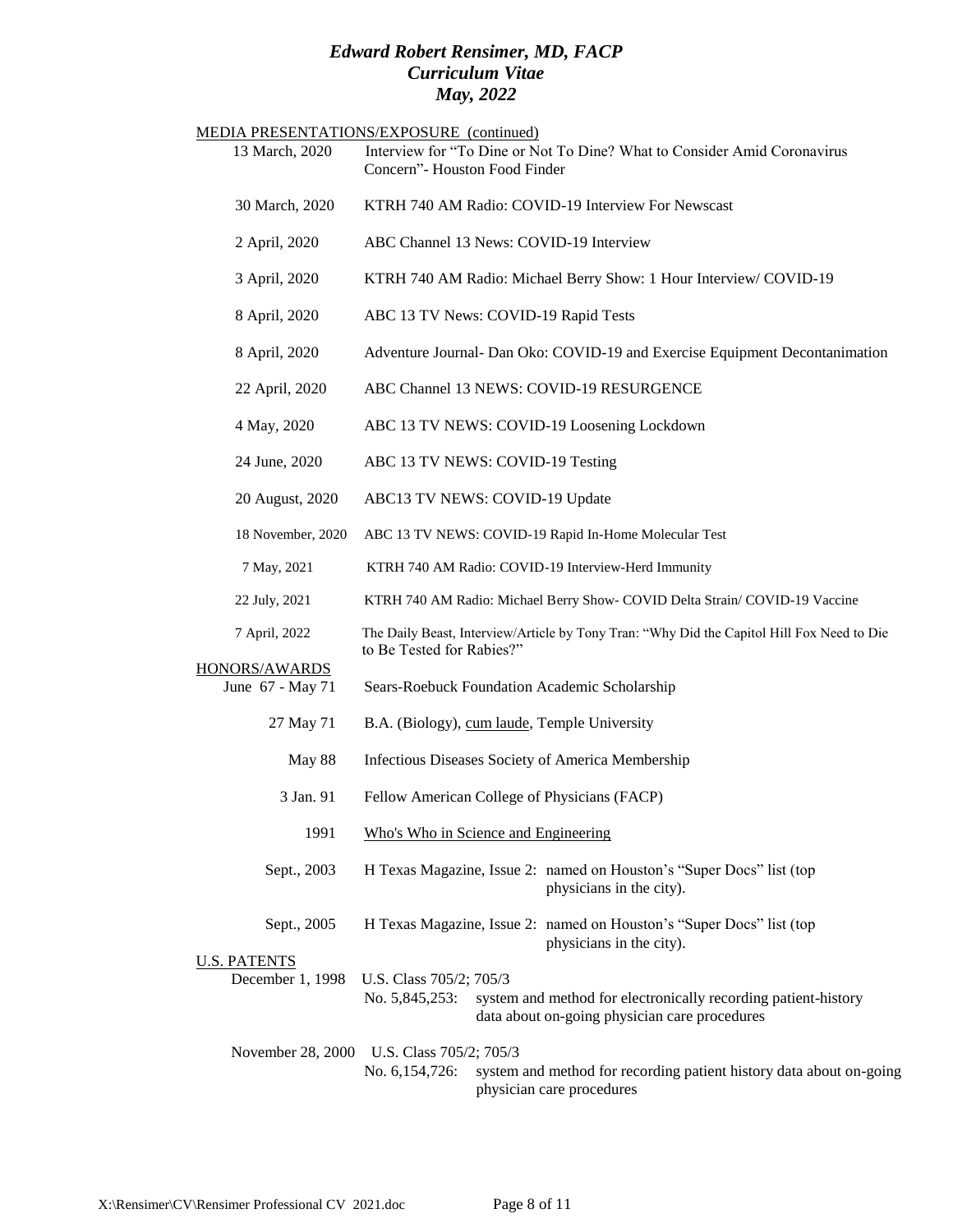MEDIA PRESENTATIONS/EXPOSURE (continued)

| | |
|---|---|
| 13 March, 2020 | Interview for "To Dine or Not To Dine? What to Consider Amid Coronavirus Concern"- Houston Food Finder |
| 30 March, 2020 | KTRH 740 AM Radio: COVID-19 Interview For Newscast |
| 2 April, 2020 | ABC Channel 13 News: COVID-19 Interview |
| 3 April, 2020 | KTRH 740 AM Radio: Michael Berry Show: 1 Hour Interview/ COVID-19 |
| 8 April, 2020 | ABC 13 TV News: COVID-19 Rapid Tests |
| 8 April, 2020 | Adventure Journal- Dan Oko: COVID-19 and Exercise Equipment Decontanimation |
| 22 April, 2020 | ABC Channel 13 NEWS: COVID-19 RESURGENCE |
| 4 May, 2020 | ABC 13 TV NEWS: COVID-19 Loosening Lockdown |
| 24 June, 2020 | ABC 13 TV NEWS: COVID-19 Testing |
| 20 August, 2020 | ABC13 TV NEWS: COVID-19 Update |
| 18 November, 2020 | ABC 13 TV NEWS: COVID-19 Rapid In-Home Molecular Test |
| 7 May, 2021 | KTRH 740 AM Radio: COVID-19 Interview-Herd Immunity |
| 22 July, 2021 | KTRH 740 AM Radio: Michael Berry Show- COVID Delta Strain/ COVID-19 Vaccine |
| 7 April, 2022 | The Daily Beast, Interview/Article by Tony Tran: "Why Did the Capitol Hill Fox Need to Die to Be Tested for Rabies?" |

HONORS/AWARDS

| | |
|---|---|
| June 67 - May 71 | Sears-Roebuck Foundation Academic Scholarship |
| 27 May 71 | B.A. (Biology), cum laude, Temple University |
| May 88 | Infectious Diseases Society of America Membership |
| 3 Jan. 91 | Fellow American College of Physicians (FACP) |
| 1991 | Who's Who in Science and Engineering |
| Sept., 2003 | H Texas Magazine, Issue 2: named on Houston's "Super Docs" list (top physicians in the city). |
| Sept., 2005 | H Texas Magazine, Issue 2: named on Houston's "Super Docs" list (top physicians in the city). |

U.S. PATENTS

December 1, 1998 — U.S. Class 705/2; 705/3
No. 5,845,253: system and method for electronically recording patient-history data about on-going physician care procedures

November 28, 2000 — U.S. Class 705/2; 705/3
No. 6,154,726: system and method for recording patient history data about on-going physician care procedures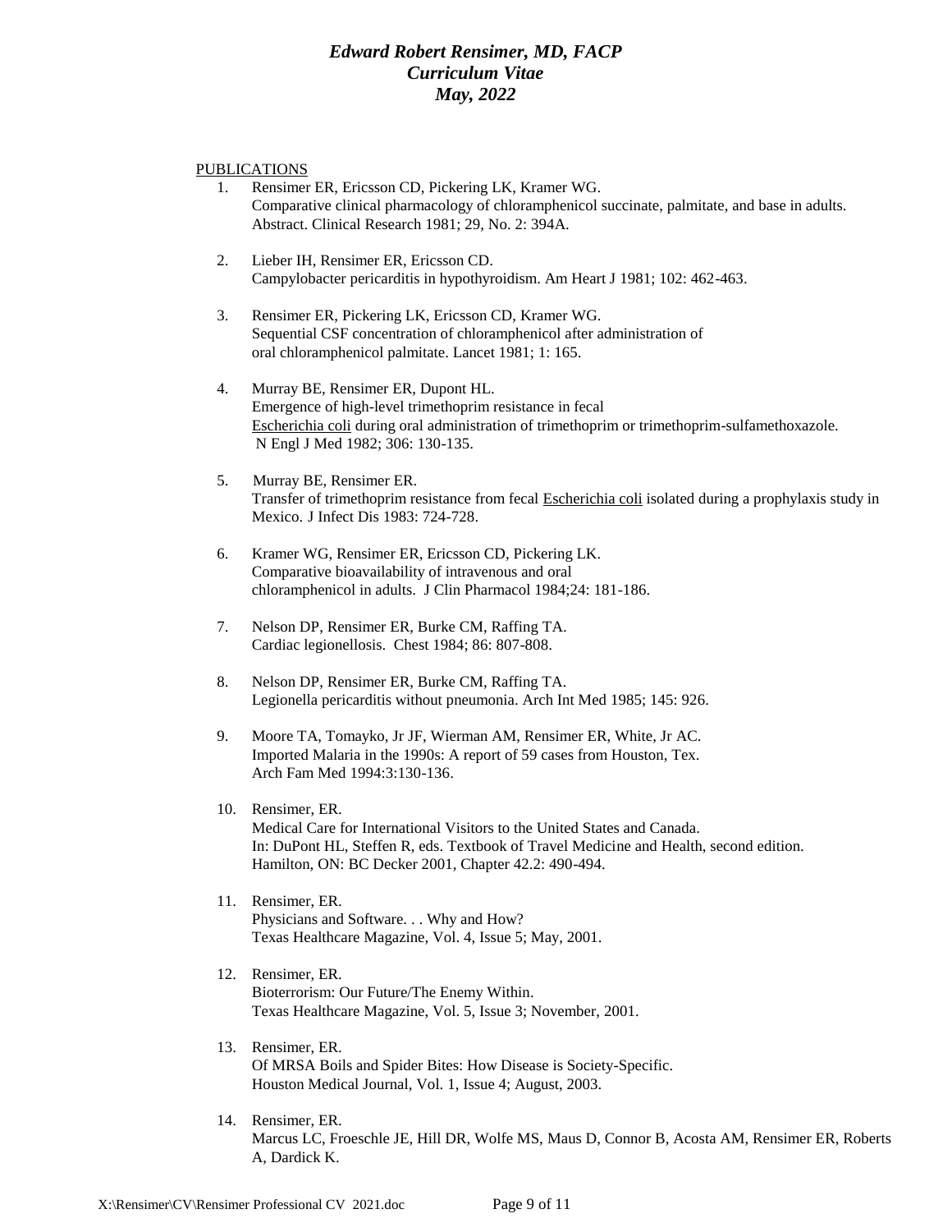PUBLICATIONS

1. Rensimer ER, Ericsson CD, Pickering LK, Kramer WG.
   Comparative clinical pharmacology of chloramphenicol succinate, palmitate, and base in adults.
   Abstract. Clinical Research 1981; 29, No. 2: 394A.

2. Lieber IH, Rensimer ER, Ericsson CD.
   Campylobacter pericarditis in hypothyroidism. Am Heart J 1981; 102: 462-463.

3. Rensimer ER, Pickering LK, Ericsson CD, Kramer WG.
   Sequential CSF concentration of chloramphenicol after administration of oral chloramphenicol palmitate. Lancet 1981; 1: 165.

4. Murray BE, Rensimer ER, Dupont HL.
   Emergence of high-level trimethoprim resistance in fecal Escherichia coli during oral administration of trimethoprim or trimethoprim-sulfamethoxazole. N Engl J Med 1982; 306: 130-135.

5. Murray BE, Rensimer ER.
   Transfer of trimethoprim resistance from fecal Escherichia coli isolated during a prophylaxis study in Mexico. J Infect Dis 1983: 724-728.

6. Kramer WG, Rensimer ER, Ericsson CD, Pickering LK.
   Comparative bioavailability of intravenous and oral chloramphenicol in adults. J Clin Pharmacol 1984;24: 181-186.

7. Nelson DP, Rensimer ER, Burke CM, Raffing TA.
   Cardiac legionellosis. Chest 1984; 86: 807-808.

8. Nelson DP, Rensimer ER, Burke CM, Raffing TA.
   Legionella pericarditis without pneumonia. Arch Int Med 1985; 145: 926.

9. Moore TA, Tomayko, Jr JF, Wierman AM, Rensimer ER, White, Jr AC.
   Imported Malaria in the 1990s: A report of 59 cases from Houston, Tex.
   Arch Fam Med 1994:3:130-136.

10. Rensimer, ER.
    Medical Care for International Visitors to the United States and Canada.
    In: DuPont HL, Steffen R, eds. Textbook of Travel Medicine and Health, second edition.
    Hamilton, ON: BC Decker 2001, Chapter 42.2: 490-494.

11. Rensimer, ER.
    Physicians and Software. . . Why and How?
    Texas Healthcare Magazine, Vol. 4, Issue 5; May, 2001.

12. Rensimer, ER.
    Bioterrorism: Our Future/The Enemy Within.
    Texas Healthcare Magazine, Vol. 5, Issue 3; November, 2001.

13. Rensimer, ER.
    Of MRSA Boils and Spider Bites: How Disease is Society-Specific.
    Houston Medical Journal, Vol. 1, Issue 4; August, 2003.

14. Rensimer, ER.
    Marcus LC, Froeschle JE, Hill DR, Wolfe MS, Maus D, Connor B, Acosta AM, Rensimer ER, Roberts A, Dardick K.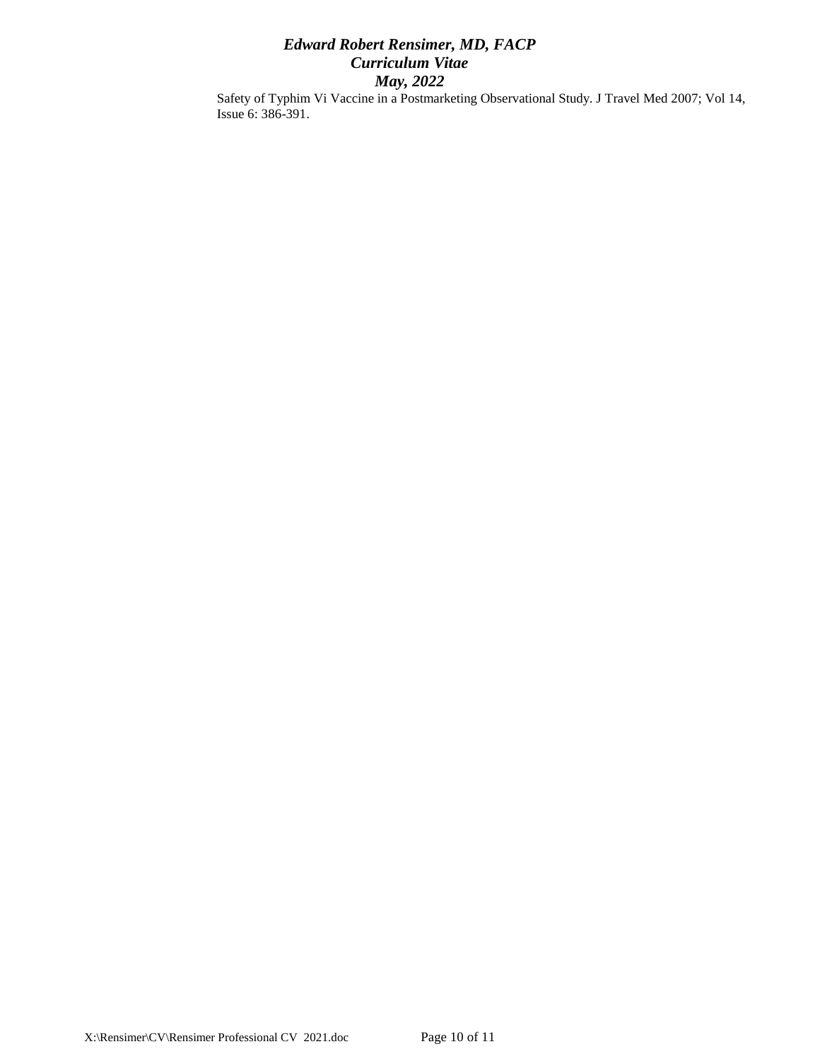Safety of Typhim Vi Vaccine in a Postmarketing Observational Study. J Travel Med 2007; Vol 14, Issue 6: 386-391.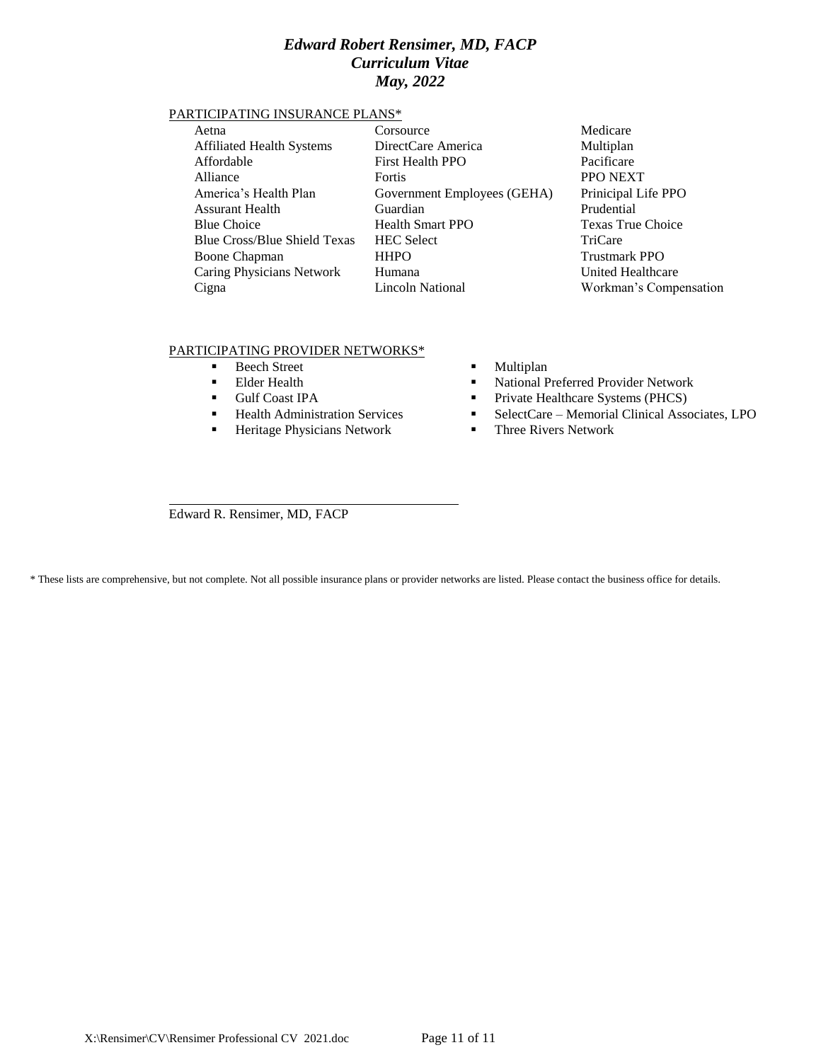PARTICIPATING INSURANCE PLANS*

| | | |
|---|---|---|
| Aetna | Corsource | Medicare |
| Affiliated Health Systems | DirectCare America | Multiplan |
| Affordable | First Health PPO | Pacificare |
| Alliance | Fortis | PPO NEXT |
| America's Health Plan | Government Employees (GEHA) | Prinicipal Life PPO |
| Assurant Health | Guardian | Prudential |
| Blue Choice | Health Smart PPO | Texas True Choice |
| Blue Cross/Blue Shield Texas | HEC Select | TriCare |
| Boone Chapman | HHPO | Trustmark PPO |
| Caring Physicians Network | Humana | United Healthcare |
| Cigna | Lincoln National | Workman's Compensation |

PARTICIPATING PROVIDER NETWORKS*

- Beech Street
- Elder Health
- Gulf Coast IPA
- Health Administration Services
- Heritage Physicians Network
- Multiplan
- National Preferred Provider Network
- Private Healthcare Systems (PHCS)
- SelectCare – Memorial Clinical Associates, LPO
- Three Rivers Network

Edward R. Rensimer, MD, FACP

* These lists are comprehensive, but not complete. Not all possible insurance plans or provider networks are listed. Please contact the business office for details.